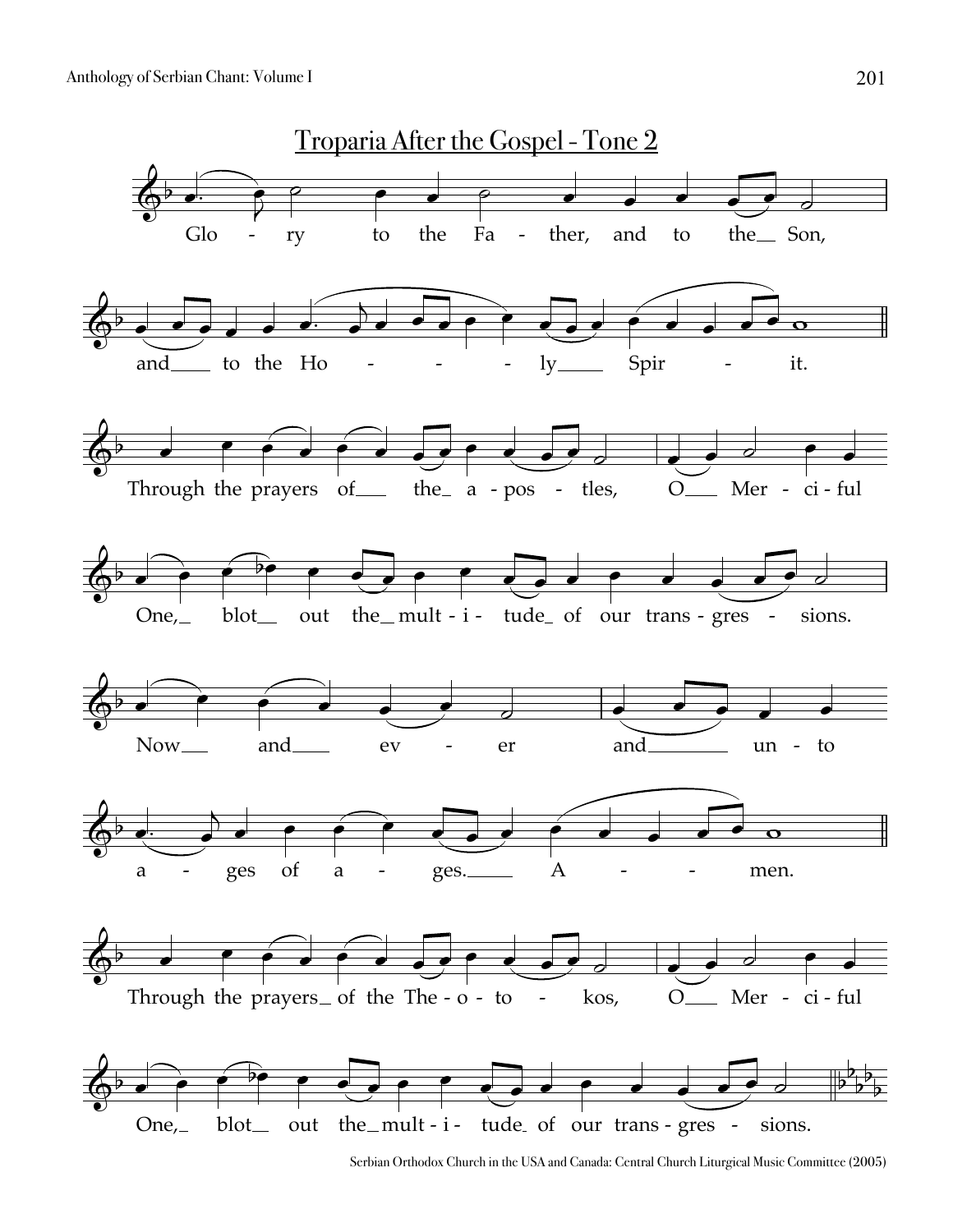## Troparia After the Gospel - Tone 2

Glo - ry to the Fa - ther, and to the Son,

and to the Ho - - - ly Spir - it.

Through the prayers of the a - pos - tles, O Mer - ci - ful

One, blot out the mult - i - tude of our trans - gres - sions.

Now and ev - er and un - to

a - ges of a - ges. A - - - men.

Through the prayers of the The - o - to - kos, O Mer - ci - ful

One, blot out the mult - i - tude of our trans - gres - sions.

Serbian Orthodox Church in the USA and Canada: Central Church Liturgical Music Committee (2005)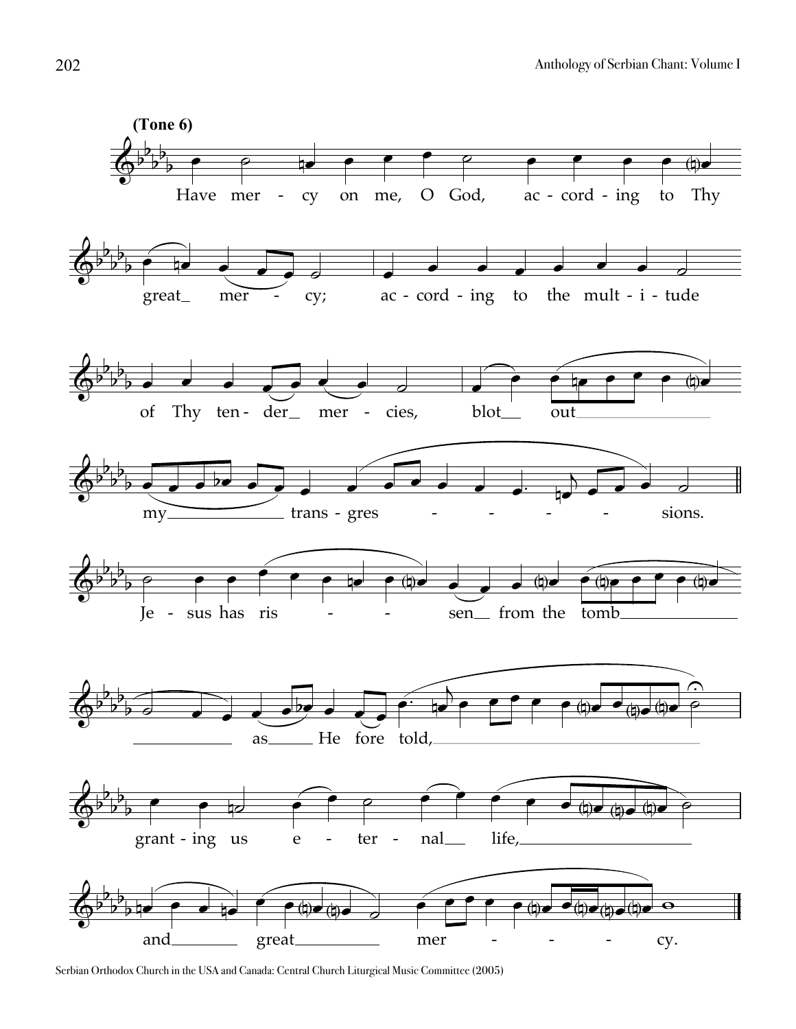**(Tone 6)**

Have mer - cy on me, O God, ac - cord - ing to Thy great_ mer - cy; ac - cord - ing to the mult - i - tude of Thy ten - der_ mer - cies, blot__ out________ my__________ trans - gres - - - - - sions.

Je - sus has ris - - sen__ from the tomb__________ as_____ He fore told,______________________________

grant - ing us e - ter - nal__ life,____________________ and________ great__________ mer - - - - cy.

Serbian Orthodox Church in the USA and Canada: Central Church Liturgical Music Committee (2005)